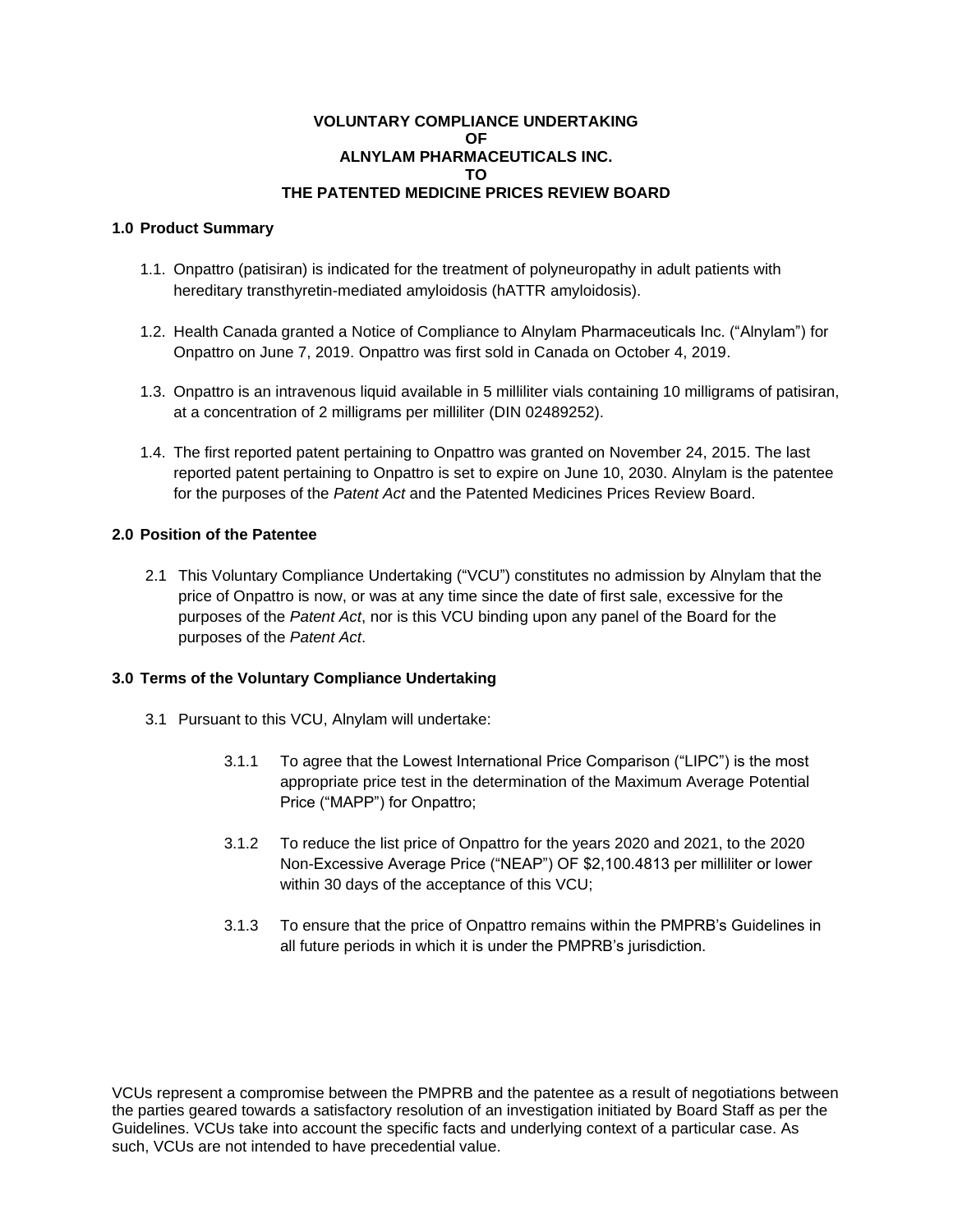**VOLUNTARY COMPLIANCE UNDERTAKING**
**OF**
**ALNYLAM PHARMACEUTICALS INC.**
**TO**
**THE PATENTED MEDICINE PRICES REVIEW BOARD**

## 1.0 Product Summary

1.1. Onpattro (patisiran) is indicated for the treatment of polyneuropathy in adult patients with hereditary transthyretin-mediated amyloidosis (hATTR amyloidosis).

1.2. Health Canada granted a Notice of Compliance to Alnylam Pharmaceuticals Inc. ("Alnylam") for Onpattro on June 7, 2019. Onpattro was first sold in Canada on October 4, 2019.

1.3. Onpattro is an intravenous liquid available in 5 milliliter vials containing 10 milligrams of patisiran, at a concentration of 2 milligrams per milliliter (DIN 02489252).

1.4. The first reported patent pertaining to Onpattro was granted on November 24, 2015. The last reported patent pertaining to Onpattro is set to expire on June 10, 2030. Alnylam is the patentee for the purposes of the *Patent Act* and the Patented Medicines Prices Review Board.

## 2.0 Position of the Patentee

2.1 This Voluntary Compliance Undertaking ("VCU") constitutes no admission by Alnylam that the price of Onpattro is now, or was at any time since the date of first sale, excessive for the purposes of the *Patent Act*, nor is this VCU binding upon any panel of the Board for the purposes of the *Patent Act*.

## 3.0 Terms of the Voluntary Compliance Undertaking

3.1 Pursuant to this VCU, Alnylam will undertake:

3.1.1 To agree that the Lowest International Price Comparison ("LIPC") is the most appropriate price test in the determination of the Maximum Average Potential Price ("MAPP") for Onpattro;

3.1.2 To reduce the list price of Onpattro for the years 2020 and 2021, to the 2020 Non-Excessive Average Price ("NEAP") OF $2,100.4813 per milliliter or lower within 30 days of the acceptance of this VCU;

3.1.3 To ensure that the price of Onpattro remains within the PMPRB's Guidelines in all future periods in which it is under the PMPRB's jurisdiction.

VCUs represent a compromise between the PMPRB and the patentee as a result of negotiations between the parties geared towards a satisfactory resolution of an investigation initiated by Board Staff as per the Guidelines. VCUs take into account the specific facts and underlying context of a particular case. As such, VCUs are not intended to have precedential value.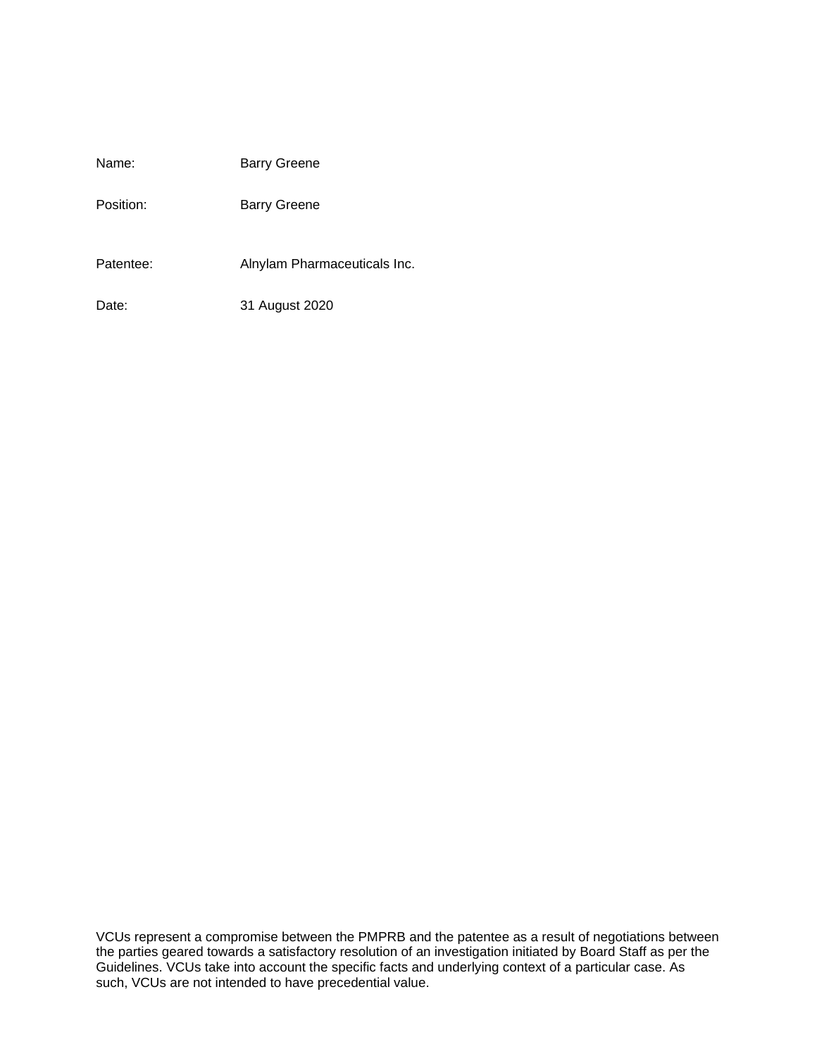Name: Barry Greene

Position: Barry Greene

Patentee: Alnylam Pharmaceuticals Inc.

Date: 31 August 2020

VCUs represent a compromise between the PMPRB and the patentee as a result of negotiations between the parties geared towards a satisfactory resolution of an investigation initiated by Board Staff as per the Guidelines. VCUs take into account the specific facts and underlying context of a particular case. As such, VCUs are not intended to have precedential value.